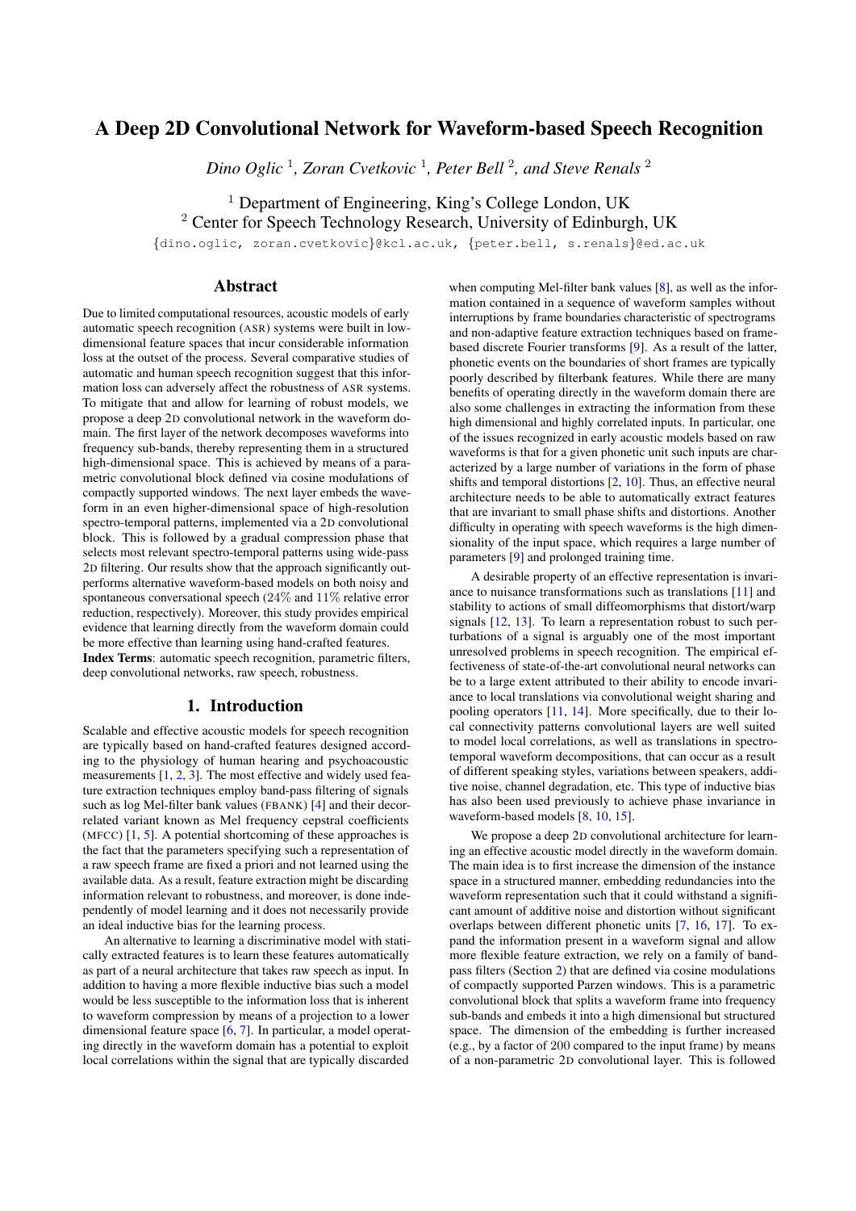# A Deep 2D Convolutional Network for Waveform-based Speech Recognition

*Dino Oglic* [1], *Zoran Cvetkovic* [1], *Peter Bell* [2], *and Steve Renals* [2]

[1] Department of Engineering, King's College London, UK
[2] Center for Speech Technology Research, University of Edinburgh, UK

{dino.oglic, zoran.cvetkovic}@kcl.ac.uk, {peter.bell, s.renals}@ed.ac.uk

## Abstract

Due to limited computational resources, acoustic models of early automatic speech recognition (ASR) systems were built in low-dimensional feature spaces that incur considerable information loss at the outset of the process. Several comparative studies of automatic and human speech recognition suggest that this information loss can adversely affect the robustness of ASR systems. To mitigate that and allow for learning of robust models, we propose a deep 2D convolutional network in the waveform domain. The first layer of the network decomposes waveforms into frequency sub-bands, thereby representing them in a structured high-dimensional space. This is achieved by means of a parametric convolutional block defined via cosine modulations of compactly supported windows. The next layer embeds the waveform in an even higher-dimensional space of high-resolution spectro-temporal patterns, implemented via a 2D convolutional block. This is followed by a gradual compression phase that selects most relevant spectro-temporal patterns using wide-pass 2D filtering. Our results show that the approach significantly outperforms alternative waveform-based models on both noisy and spontaneous conversational speech (24% and 11% relative error reduction, respectively). Moreover, this study provides empirical evidence that learning directly from the waveform domain could be more effective than learning using hand-crafted features.

**Index Terms**: automatic speech recognition, parametric filters, deep convolutional networks, raw speech, robustness.

## 1. Introduction

Scalable and effective acoustic models for speech recognition are typically based on hand-crafted features designed according to the physiology of human hearing and psychoacoustic measurements [1, 2, 3]. The most effective and widely used feature extraction techniques employ band-pass filtering of signals such as log Mel-filter bank values (FBANK) [4] and their decorrelated variant known as Mel frequency cepstral coefficients (MFCC) [1, 5]. A potential shortcoming of these approaches is the fact that the parameters specifying such a representation of a raw speech frame are fixed a priori and not learned using the available data. As a result, feature extraction might be discarding information relevant to robustness, and moreover, is done independently of model learning and it does not necessarily provide an ideal inductive bias for the learning process.

An alternative to learning a discriminative model with statically extracted features is to learn these features automatically as part of a neural architecture that takes raw speech as input. In addition to having a more flexible inductive bias such a model would be less susceptible to the information loss that is inherent to waveform compression by means of a projection to a lower dimensional feature space [6, 7]. In particular, a model operating directly in the waveform domain has a potential to exploit local correlations within the signal that are typically discarded when computing Mel-filter bank values [8], as well as the information contained in a sequence of waveform samples without interruptions by frame boundaries characteristic of spectrograms and non-adaptive feature extraction techniques based on frame-based discrete Fourier transforms [9]. As a result of the latter, phonetic events on the boundaries of short frames are typically poorly described by filterbank features. While there are many benefits of operating directly in the waveform domain there are also some challenges in extracting the information from these high dimensional and highly correlated inputs. In particular, one of the issues recognized in early acoustic models based on raw waveforms is that for a given phonetic unit such inputs are characterized by a large number of variations in the form of phase shifts and temporal distortions [2, 10]. Thus, an effective neural architecture needs to be able to automatically extract features that are invariant to small phase shifts and distortions. Another difficulty in operating with speech waveforms is the high dimensionality of the input space, which requires a large number of parameters [9] and prolonged training time.

A desirable property of an effective representation is invariance to nuisance transformations such as translations [11] and stability to actions of small diffeomorphisms that distort/warp signals [12, 13]. To learn a representation robust to such perturbations of a signal is arguably one of the most important unresolved problems in speech recognition. The empirical effectiveness of state-of-the-art convolutional neural networks can be to a large extent attributed to their ability to encode invariance to local translations via convolutional weight sharing and pooling operators [11, 14]. More specifically, due to their local connectivity patterns convolutional layers are well suited to model local correlations, as well as translations in spectro-temporal waveform decompositions, that can occur as a result of different speaking styles, variations between speakers, additive noise, channel degradation, etc. This type of inductive bias has also been used previously to achieve phase invariance in waveform-based models [8, 10, 15].

We propose a deep 2D convolutional architecture for learning an effective acoustic model directly in the waveform domain. The main idea is to first increase the dimension of the instance space in a structured manner, embedding redundancies into the waveform representation such that it could withstand a significant amount of additive noise and distortion without significant overlaps between different phonetic units [7, 16, 17]. To expand the information present in a waveform signal and allow more flexible feature extraction, we rely on a family of band-pass filters (Section 2) that are defined via cosine modulations of compactly supported Parzen windows. This is a parametric convolutional block that splits a waveform frame into frequency sub-bands and embeds it into a high dimensional but structured space. The dimension of the embedding is further increased (e.g., by a factor of 200 compared to the input frame) by means of a non-parametric 2D convolutional layer. This is followed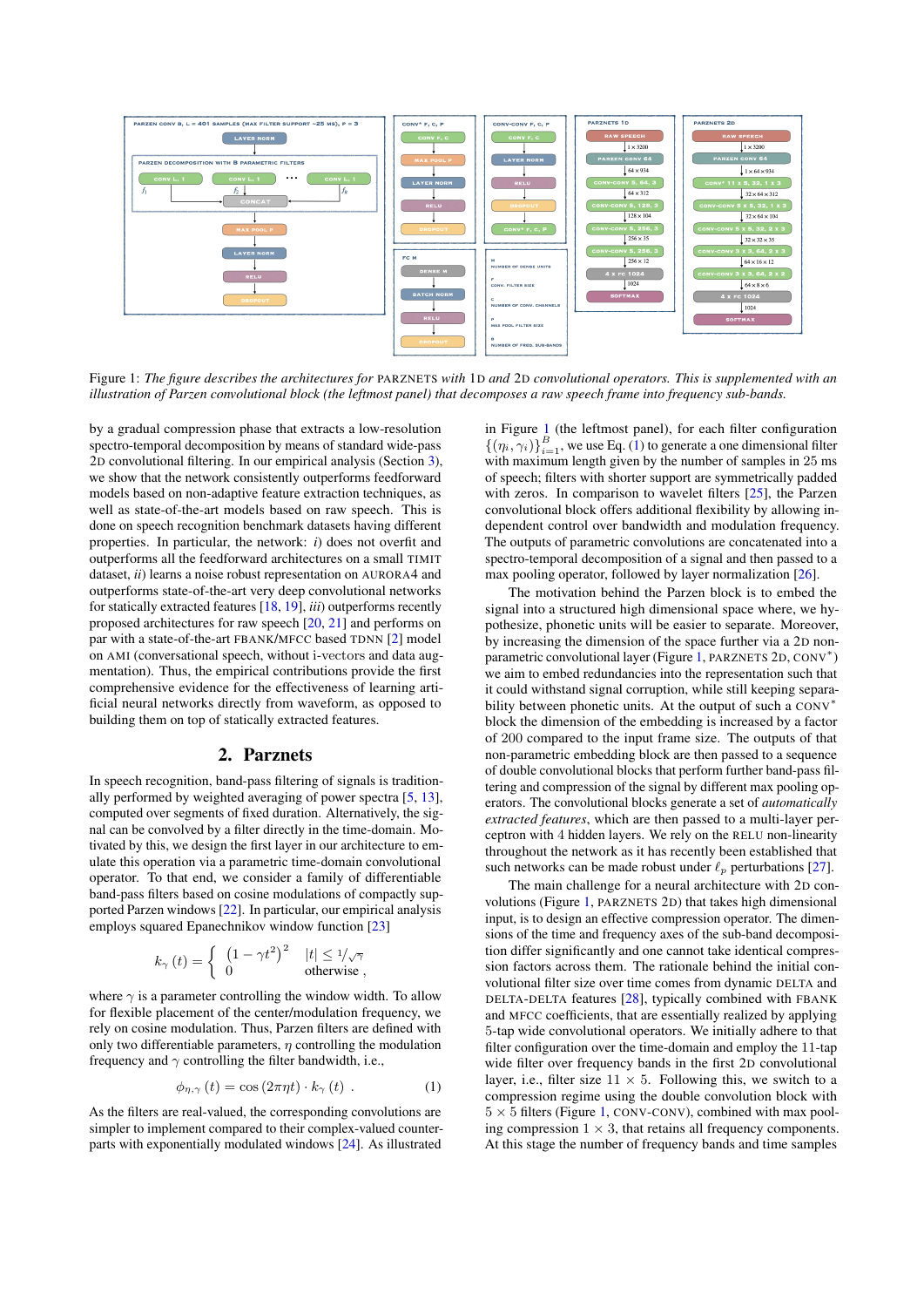Figure 1: *The figure describes the architectures for* PARZNETS *with* 1D *and* 2D *convolutional operators. This is supplemented with an illustration of Parzen convolutional block (the leftmost panel) that decomposes a raw speech frame into frequency sub-bands.*

by a gradual compression phase that extracts a low-resolution spectro-temporal decomposition by means of standard wide-pass 2D convolutional filtering. In our empirical analysis (Section 3), we show that the network consistently outperforms feedforward models based on non-adaptive feature extraction techniques, as well as state-of-the-art models based on raw speech. This is done on speech recognition benchmark datasets having different properties. In particular, the network: *i)* does not overfit and outperforms all the feedforward architectures on a small TIMIT dataset, *ii)* learns a noise robust representation on AURORA4 and outperforms state-of-the-art deep convolutional networks for statically extracted features [18, 19], *iii)* outperforms recently proposed architectures for raw speech [20, 21] and performs on par with a state-of-the-art FBANK/MFCC based TDNN [2] model on AMI (conversational speech, without i-vectors and data augmentation). Thus, the empirical contributions provide the first comprehensive evidence for the effectiveness of learning artificial neural networks directly from waveform, as opposed to building them on top of statically extracted features.

## 2. Parznets

In speech recognition, band-pass filtering of signals is traditionally performed by weighted averaging of power spectra [5, 13], computed over segments of fixed duration. Alternatively, the signal can be convolved by a filter directly in the time-domain. Motivated by this, we design the first layer in our architecture to emulate this operation via a parametric time-domain convolutional operator. To that end, we consider a family of differentiable band-pass filters based on cosine modulations of compactly supported Parzen windows [22]. In particular, our empirical analysis employs squared Epanechnikov window function [23]

$$k_\gamma(t) = \begin{cases} \left(1 - \gamma t^2\right)^2 & |t| \leq 1/\sqrt{\gamma} \\ 0 & \text{otherwise} \end{cases},$$

where $\gamma$ is a parameter controlling the window width. To allow for flexible placement of the center/modulation frequency, we rely on cosine modulation. Thus, Parzen filters are defined with only two differentiable parameters, $\eta$ controlling the modulation frequency and $\gamma$ controlling the filter bandwidth, i.e.,

$$\phi_{\eta,\gamma}(t) = \cos(2\pi\eta t) \cdot k_\gamma(t) \; . \tag{1}$$

As the filters are real-valued, the corresponding convolutions are simpler to implement compared to their complex-valued counterparts with exponentially modulated windows [24]. As illustrated in Figure 1 (the leftmost panel), for each filter configuration $\{(\eta_i, \gamma_i)\}_{i=1}^{B}$, we use Eq. (1) to generate a one dimensional filter with maximum length given by the number of samples in 25 ms of speech; filters with shorter support are symmetrically padded with zeros. In comparison to wavelet filters [25], the Parzen convolutional block offers additional flexibility by allowing independent control over bandwidth and modulation frequency. The outputs of parametric convolutions are concatenated into a spectro-temporal decomposition of a signal and then passed to a max pooling operator, followed by layer normalization [26].

The motivation behind the Parzen block is to embed the signal into a structured high dimensional space where, we hypothesize, phonetic units will be easier to separate. Moreover, by increasing the dimension of the space further via a 2D non-parametric convolutional layer (Figure 1, PARZNETS 2D, CONV$^*$) we aim to embed redundancies into the representation such that it could withstand signal corruption, while still keeping separability between phonetic units. At the output of such a CONV$^*$ block the dimension of the embedding is increased by a factor of 200 compared to the input frame size. The outputs of that non-parametric embedding block are then passed to a sequence of double convolutional blocks that perform further band-pass filtering and compression of the signal by different max pooling operators. The convolutional blocks generate a set of *automatically extracted features*, which are then passed to a multi-layer perceptron with 4 hidden layers. We rely on the RELU non-linearity throughout the network as it has recently been established that such networks can be made robust under $\ell_p$ perturbations [27].

The main challenge for a neural architecture with 2D convolutions (Figure 1, PARZNETS 2D) that takes high dimensional input, is to design an effective compression operator. The dimensions of the time and frequency axes of the sub-band decomposition differ significantly and one cannot take identical compression factors across them. The rationale behind the initial convolutional filter size over time comes from dynamic DELTA and DELTA-DELTA features [28], typically combined with FBANK and MFCC coefficients, that are essentially realized by applying 5-tap wide convolutional operators. We initially adhere to this filter configuration over the time-domain and employ the 11-tap wide filter over frequency bands in the first 2D convolutional layer, i.e., filter size $11 \times 5$. Following this, we switch to a compression regime using the double convolution block with $5 \times 5$ filters (Figure 1, CONV-CONV), combined with max pooling compression $1 \times 3$, that retains all frequency components. At this stage the number of frequency bands and time samples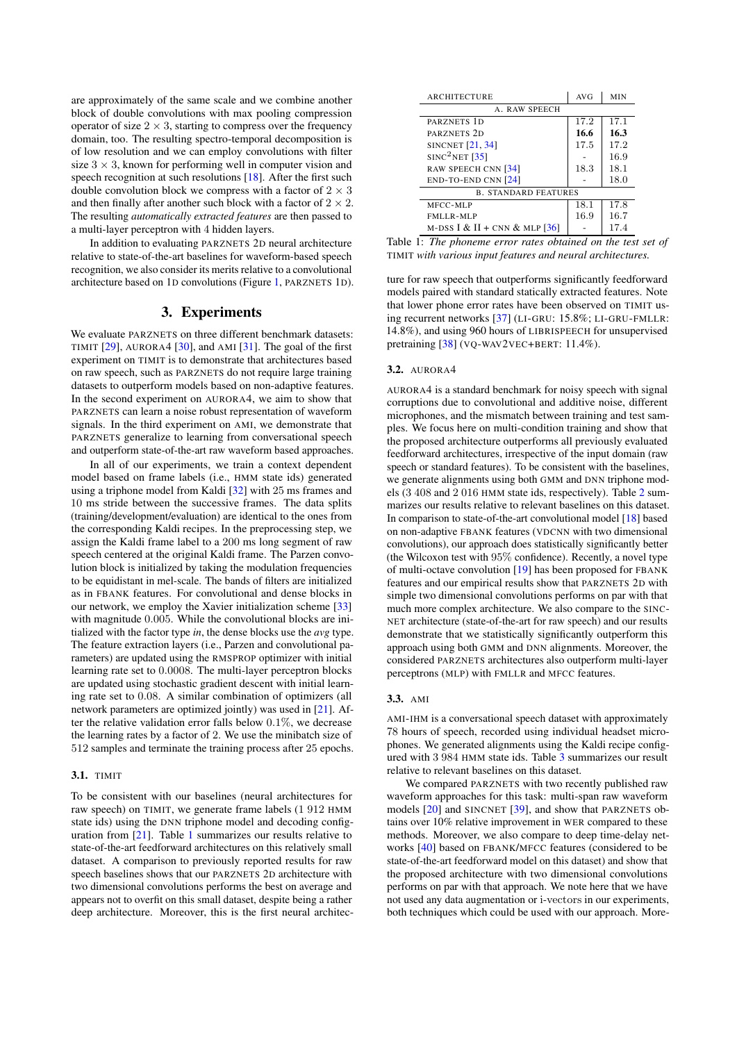are approximately of the same scale and we combine another block of double convolutions with max pooling compression operator of size $2 \times 3$, starting to compress over the frequency domain, too. The resulting spectro-temporal decomposition is of low resolution and we can employ convolutions with filter size $3 \times 3$, known for performing well in computer vision and speech recognition at such resolutions [18]. After the first such double convolution block we compress with a factor of $2 \times 3$ and then finally after another such block with a factor of $2 \times 2$. The resulting *automatically extracted features* are then passed to a multi-layer perceptron with 4 hidden layers.

In addition to evaluating PARZNETS 2D neural architecture relative to state-of-the-art baselines for waveform-based speech recognition, we also consider its merits relative to a convolutional architecture based on 1D convolutions (Figure 1, PARZNETS 1D).

## 3. Experiments

We evaluate PARZNETS on three different benchmark datasets: TIMIT [29], AURORA4 [30], and AMI [31]. The goal of the first experiment on TIMIT is to demonstrate that architectures based on raw speech, such as PARZNETS do not require large training datasets to outperform models based on non-adaptive features. In the second experiment on AURORA4, we aim to show that PARZNETS can learn a noise robust representation of waveform signals. In the third experiment on AMI, we demonstrate that PARZNETS generalize to learning from conversational speech and outperform state-of-the-art raw waveform based approaches.

In all of our experiments, we train a context dependent model based on frame labels (i.e., HMM state ids) generated using a triphone model from Kaldi [32] with 25 ms frames and 10 ms stride between the successive frames. The data splits (training/development/evaluation) are identical to the ones from the corresponding Kaldi recipes. In the preprocessing step, we assign the Kaldi frame label to a 200 ms long segment of raw speech centered at the original Kaldi frame. The Parzen convolution block is initialized by taking the modulation frequencies to be equidistant in mel-scale. The bands of filters are initialized as in FBANK features. For convolutional and dense blocks in our network, we employ the Xavier initialization scheme [33] with magnitude 0.005. While the convolutional blocks are initialized with the factor type *in*, the dense blocks use the *avg* type. The feature extraction layers (i.e., Parzen and convolutional parameters) are updated using the RMSPROP optimizer with initial learning rate set to 0.0008. The multi-layer perceptron blocks are updated using stochastic gradient descent with initial learning rate set to 0.08. A similar combination of optimizers (all network parameters are optimized jointly) was used in [21]. After the relative validation error falls below 0.1%, we decrease the learning rates by a factor of 2. We use the minibatch size of 512 samples and terminate the training process after 25 epochs.

### 3.1. TIMIT

To be consistent with our baselines (neural architectures for raw speech) on TIMIT, we generate frame labels (1 912 HMM state ids) using the DNN triphone model and decoding configuration from [21]. Table 1 summarizes our results relative to state-of-the-art feedforward architectures on this relatively small dataset. A comparison to previously reported results for raw speech baselines shows that our PARZNETS 2D architecture with two dimensional convolutions performs the best on average and appears not to overfit on this small dataset, despite being a rather deep architecture. Moreover, this is the first neural architecture for raw speech that outperforms significantly feedforward models paired with standard statically extracted features. Note that lower phone error rates have been observed on TIMIT using recurrent networks [37] (LI-GRU: 15.8%; LI-GRU-FMLLR: 14.8%), and using 960 hours of LIBRISPEECH for unsupervised pretraining [38] (VQ-WAV2VEC+BERT: 11.4%).

| ARCHITECTURE | AVG | MIN |
|---|---|---|
| A. RAW SPEECH | | |
| PARZNETS 1D | 17.2 | 17.1 |
| PARZNETS 2D | **16.6** | **16.3** |
| SINCNET [21, 34] | 17.5 | 17.2 |
| SINC$^2$NET [35] | - | 16.9 |
| RAW SPEECH CNN [34] | 18.3 | 18.1 |
| END-TO-END CNN [24] | - | 18.0 |
| B. STANDARD FEATURES | | |
| MFCC-MLP | 18.1 | 17.8 |
| FMLLR-MLP | 16.9 | 16.7 |
| M-DSS I & II + CNN & MLP [36] | - | 17.4 |

Table 1: *The phoneme error rates obtained on the test set of* TIMIT *with various input features and neural architectures.*

### 3.2. AURORA4

AURORA4 is a standard benchmark for noisy speech with signal corruptions due to convolutional and additive noise, different microphones, and the mismatch between training and test samples. We focus here on multi-condition training and show that the proposed architecture outperforms all previously evaluated feedforward architectures, irrespective of the input domain (raw speech or standard features). To be consistent with the baselines, we generate alignments using both GMM and DNN triphone models (3 408 and 2 016 HMM state ids, respectively). Table 2 summarizes our results relative to relevant baselines on this dataset. In comparison to state-of-the-art convolutional model [18] based on non-adaptive FBANK features (VDCNN with two dimensional convolutions), our approach does statistically significantly better (the Wilcoxon test with 95% confidence). Recently, a novel type of multi-octave convolution [19] has been proposed for FBANK features and our empirical results show that PARZNETS 2D with simple two dimensional convolutions performs on par with that much more complex architecture. We also compare to the SINCNET architecture (state-of-the-art for raw speech) and our results demonstrate that we statistically significantly outperform this approach using both GMM and DNN alignments. Moreover, the considered PARZNETS architectures also outperform multi-layer perceptrons (MLP) with FMLLR and MFCC features.

### 3.3. AMI

AMI-IHM is a conversational speech dataset with approximately 78 hours of speech, recorded using individual headset microphones. We generated alignments using the Kaldi recipe configured with 3 984 HMM state ids. Table 3 summarizes our result relative to relevant baselines on this dataset.

We compared PARZNETS with two recently published raw waveform approaches for this task: multi-span raw waveform models [20] and SINCNET [39], and show that PARZNETS obtains over 10% relative improvement in WER compared to these methods. Moreover, we also compare to deep time-delay networks [40] based on FBANK/MFCC features (considered to be state-of-the-art feedforward model on this dataset) and show that the proposed architecture with two dimensional convolutions performs on par with that approach. We note here that we have not used any data augmentation or i-vectors in our experiments, both techniques which could be used with our approach. More-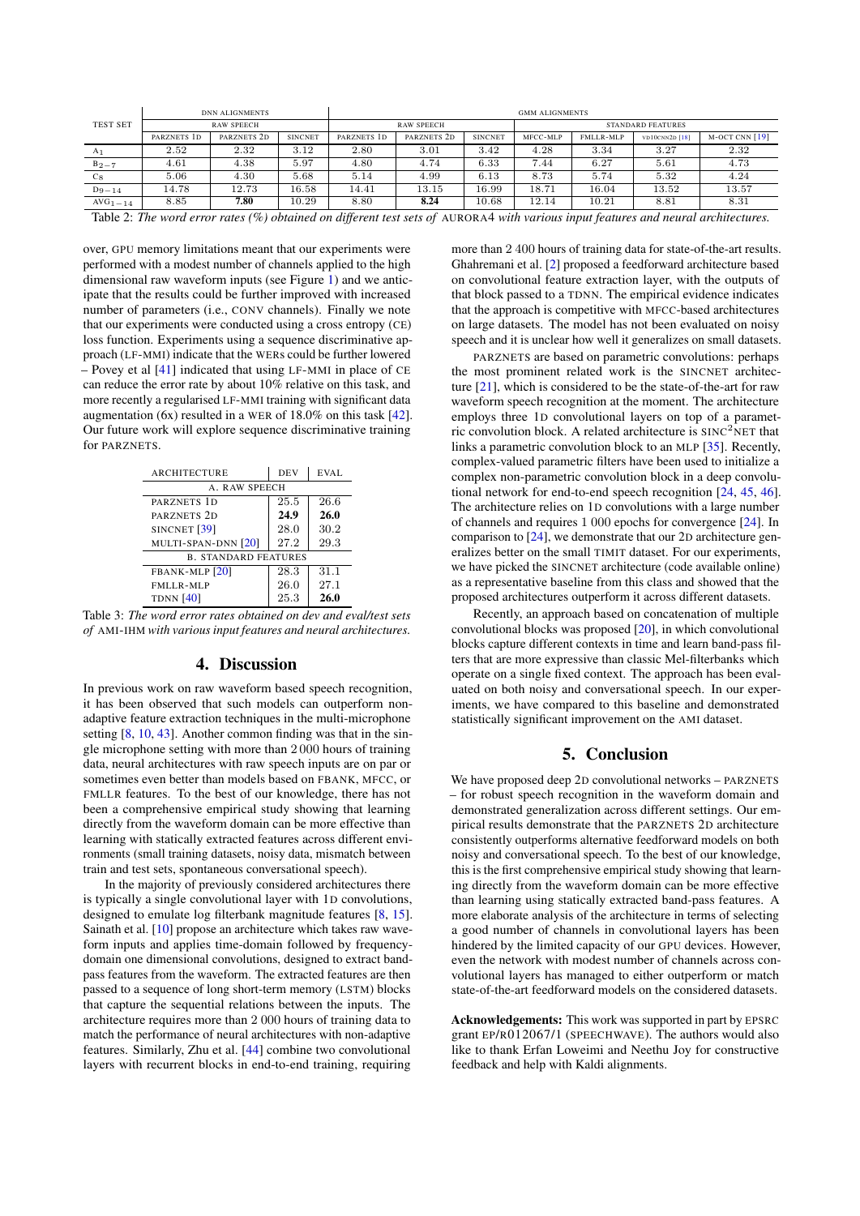| TEST SET | DNN ALIGNMENTS | | | GMM ALIGNMENTS | | | | | | |
|---|---|---|---|---|---|---|---|---|---|---|
| | RAW SPEECH | | | RAW SPEECH | | | STANDARD FEATURES | | | |
| | PARZNETS 1D | PARZNETS 2D | SINCNET | PARZNETS 1D | PARZNETS 2D | SINCNET | MFCC-MLP | FMLLR-MLP | VD10CNN2D [18] | M-OCT CNN [19] |
| $A_1$ | 2.52 | 2.32 | 3.12 | 2.80 | 3.01 | 3.42 | 4.28 | 3.34 | 3.27 | 2.32 |
| $B_{2-7}$ | 4.61 | 4.38 | 5.97 | 4.80 | 4.74 | 6.33 | 7.44 | 6.27 | 5.61 | 4.73 |
| $C_8$ | 5.06 | 4.30 | 5.68 | 5.14 | 4.99 | 6.13 | 8.73 | 5.74 | 5.32 | 4.24 |
| $D_{9-14}$ | 14.78 | 12.73 | 16.58 | 14.41 | 13.15 | 16.99 | 18.71 | 16.04 | 13.52 | 13.57 |
| $AVG_{1-14}$ | 8.85 | **7.80** | 10.29 | 8.80 | **8.24** | 10.68 | 12.14 | 10.21 | 8.81 | 8.31 |

Table 2: *The word error rates (%) obtained on different test sets of* AURORA4 *with various input features and neural architectures.*

over, GPU memory limitations meant that our experiments were performed with a modest number of channels applied to the high dimensional raw waveform inputs (see Figure 1) and we anticipate that the results could be further improved with increased number of parameters (i.e., CONV channels). Finally we note that our experiments were conducted using a cross entropy (CE) loss function. Experiments using a sequence discriminative approach (LF-MMI) indicate that the WERs could be further lowered – Povey et al [41] indicated that using LF-MMI in place of CE can reduce the error rate by about 10% relative on this task, and more recently a regularised LF-MMI training with significant data augmentation (6x) resulted in a WER of 18.0% on this task [42]. Our future work will explore sequence discriminative training for PARZNETS.

| ARCHITECTURE | DEV | EVAL |
|---|---|---|
| A. RAW SPEECH | | |
| PARZNETS 1D | 25.5 | 26.6 |
| PARZNETS 2D | **24.9** | **26.0** |
| SINCNET [39] | 28.0 | 30.2 |
| MULTI-SPAN-DNN [20] | 27.2 | 29.3 |
| B. STANDARD FEATURES | | |
| FBANK-MLP [20] | 28.3 | 31.1 |
| FMLLR-MLP | 26.0 | 27.1 |
| TDNN [40] | 25.3 | **26.0** |

Table 3: *The word error rates obtained on dev and eval/test sets of* AMI-IHM *with various input features and neural architectures.*

## 4. Discussion

In previous work on raw waveform based speech recognition, it has been observed that such models can outperform non-adaptive feature extraction techniques in the multi-microphone setting [8, 10, 43]. Another common finding was that in the single microphone setting with more than 2 000 hours of training data, neural architectures with raw speech inputs are on par or sometimes even better than models based on FBANK, MFCC, or FMLLR features. To the best of our knowledge, there has not been a comprehensive empirical study showing that learning directly from the waveform domain can be more effective than learning with statically extracted features across different environments (small training datasets, noisy data, mismatch between train and test sets, spontaneous conversational speech).

In the majority of previously considered architectures there is typically a single convolutional layer with 1D convolutions, designed to emulate log filterbank magnitude features [8, 15]. Sainath et al. [10] propose an architecture which takes raw waveform inputs and applies time-domain followed by frequency-domain one dimensional convolutions, designed to extract band-pass features from the waveform. The extracted features are then passed to a sequence of long short-term memory (LSTM) blocks that capture the sequential relations between the inputs. The architecture requires more than 2 000 hours of training data to match the performance of neural architectures with non-adaptive features. Similarly, Zhu et al. [44] combine two convolutional layers with recurrent blocks in end-to-end training, requiring more than 2 400 hours of training data for state-of-the-art results. Ghahremani et al. [2] proposed a feedforward architecture based on convolutional feature extraction layer, with the outputs of that block passed to a TDNN. The empirical evidence indicates that the approach is competitive with MFCC-based architectures on large datasets. The model has not been evaluated on noisy speech and it is unclear how well it generalizes on small datasets.

PARZNETS are based on parametric convolutions: perhaps the most prominent related work is the SINCNET architecture [21], which is considered to be the state-of-the-art for raw waveform speech recognition at the moment. The architecture employs three 1D convolutional layers on top of a parametric convolution block. A related architecture is $\text{SINC}^2\text{NET}$ that links a parametric convolution block to an MLP [35]. Recently, complex-valued parametric filters have been used to initialize a complex non-parametric convolution block in a deep convolutional network for end-to-end speech recognition [24, 45, 46]. The architecture relies on 1D convolutions with a large number of channels and requires 1 000 epochs for convergence [24]. In comparison to [24], we demonstrate that our 2D architecture generalizes better on the small TIMIT dataset. For our experiments, we have picked the SINCNET architecture (code available online) as a representative baseline from this class and showed that the proposed architectures outperform it across different datasets.

Recently, an approach based on concatenation of multiple convolutional blocks was proposed [20], in which convolutional blocks capture different contexts in time and learn band-pass filters that are more expressive than classic Mel-filterbanks which operate on a single fixed context. The approach has been evaluated on both noisy and conversational speech. In our experiments, we have compared to this baseline and demonstrated statistically significant improvement on the AMI dataset.

## 5. Conclusion

We have proposed deep 2D convolutional networks – PARZNETS – for robust speech recognition in the waveform domain and demonstrated generalization across different settings. Our empirical results demonstrate that the PARZNETS 2D architecture consistently outperforms alternative feedforward models on both noisy and conversational speech. To the best of our knowledge, this is the first comprehensive empirical study showing that learning directly from the waveform domain can be more effective than learning using statically extracted band-pass features. A more elaborate analysis of the architecture in terms of selecting a good number of channels in convolutional layers has been hindered by the limited capacity of our GPU devices. However, even the network with modest number of channels across convolutional layers has managed to either outperform or match state-of-the-art feedforward models on the considered datasets.

**Acknowledgements:** This work was supported in part by EPSRC grant EP/R012067/1 (SPEECHWAVE). The authors would also like to thank Erfan Loweimi and Neethu Joy for constructive feedback and help with Kaldi alignments.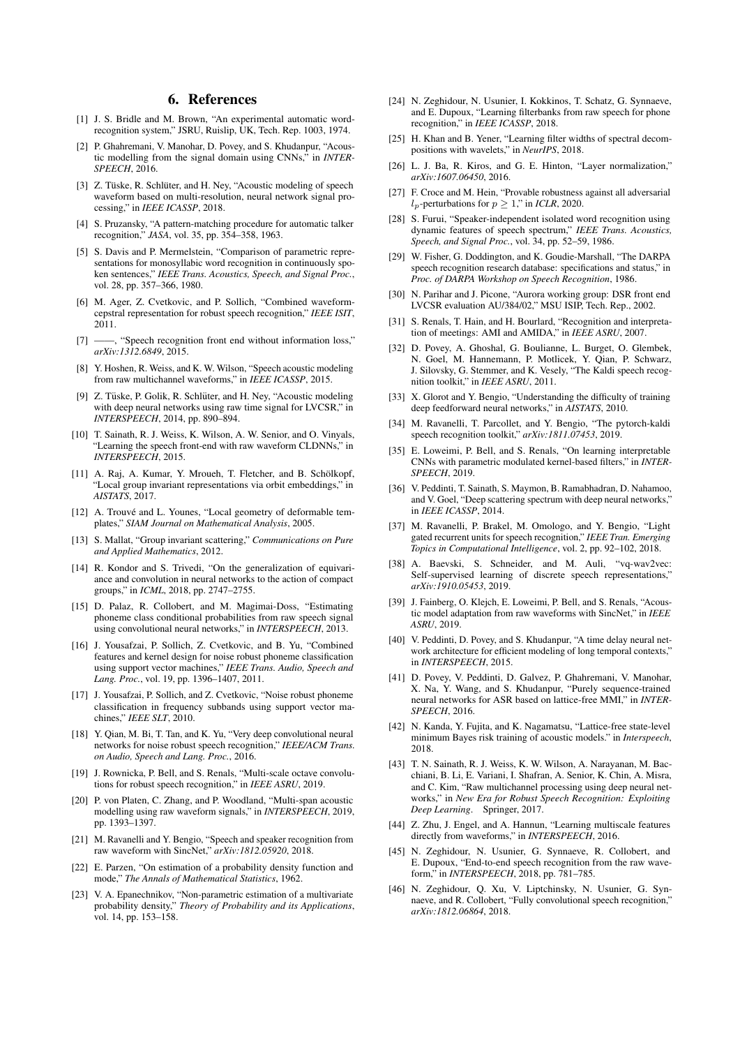## 6. References

[1] J. S. Bridle and M. Brown, "An experimental automatic word-recognition system," JSRU, Ruislip, UK, Tech. Rep. 1003, 1974.

[2] P. Ghahremani, V. Manohar, D. Povey, and S. Khudanpur, "Acoustic modelling from the signal domain using CNNs," in *INTERSPEECH*, 2016.

[3] Z. Tüske, R. Schlüter, and H. Ney, "Acoustic modeling of speech waveform based on multi-resolution, neural network signal processing," in *IEEE ICASSP*, 2018.

[4] S. Pruzansky, "A pattern-matching procedure for automatic talker recognition," *JASA*, vol. 35, pp. 354–358, 1963.

[5] S. Davis and P. Mermelstein, "Comparison of parametric representations for monosyllabic word recognition in continuously spoken sentences," *IEEE Trans. Acoustics, Speech, and Signal Proc.*, vol. 28, pp. 357–366, 1980.

[6] M. Ager, Z. Cvetkovic, and P. Sollich, "Combined waveform-cepstral representation for robust speech recognition," *IEEE ISIT*, 2011.

[7] ——, "Speech recognition front end without information loss," *arXiv:1312.6849*, 2015.

[8] Y. Hoshen, R. Weiss, and K. W. Wilson, "Speech acoustic modeling from raw multichannel waveforms," in *IEEE ICASSP*, 2015.

[9] Z. Tüske, P. Golik, R. Schlüter, and H. Ney, "Acoustic modeling with deep neural networks using raw time signal for LVCSR," in *INTERSPEECH*, 2014, pp. 890–894.

[10] T. Sainath, R. J. Weiss, K. Wilson, A. W. Senior, and O. Vinyals, "Learning the speech front-end with raw waveform CLDNNs," in *INTERSPEECH*, 2015.

[11] A. Raj, A. Kumar, Y. Mroueh, T. Fletcher, and B. Schölkopf, "Local group invariant representations via orbit embeddings," in *AISTATS*, 2017.

[12] A. Trouvé and L. Younes, "Local geometry of deformable templates," *SIAM Journal on Mathematical Analysis*, 2005.

[13] S. Mallat, "Group invariant scattering," *Communications on Pure and Applied Mathematics*, 2012.

[14] R. Kondor and S. Trivedi, "On the generalization of equivariance and convolution in neural networks to the action of compact groups," in *ICML*, 2018, pp. 2747–2755.

[15] D. Palaz, R. Collobert, and M. Magimai-Doss, "Estimating phoneme class conditional probabilities from raw speech signal using convolutional neural networks," in *INTERSPEECH*, 2013.

[16] J. Yousafzai, P. Sollich, Z. Cvetkovic, and B. Yu, "Combined features and kernel design for noise robust phoneme classification using support vector machines," *IEEE Trans. Audio, Speech and Lang. Proc.*, vol. 19, pp. 1396–1407, 2011.

[17] J. Yousafzai, P. Sollich, and Z. Cvetkovic, "Noise robust phoneme classification in frequency subbands using support vector machines," *IEEE SLT*, 2010.

[18] Y. Qian, M. Bi, T. Tan, and K. Yu, "Very deep convolutional neural networks for noise robust speech recognition," *IEEE/ACM Trans. on Audio, Speech and Lang. Proc.*, 2016.

[19] J. Rownicka, P. Bell, and S. Renals, "Multi-scale octave convolutions for robust speech recognition," in *IEEE ASRU*, 2019.

[20] P. von Platen, C. Zhang, and P. Woodland, "Multi-span acoustic modelling using raw waveform signals," in *INTERSPEECH*, 2019, pp. 1393–1397.

[21] M. Ravanelli and Y. Bengio, "Speech and speaker recognition from raw waveform with SincNet," *arXiv:1812.05920*, 2018.

[22] E. Parzen, "On estimation of a probability density function and mode," *The Annals of Mathematical Statistics*, 1962.

[23] V. A. Epanechnikov, "Non-parametric estimation of a multivariate probability density," *Theory of Probability and its Applications*, vol. 14, pp. 153–158.

[24] N. Zeghidour, N. Usunier, I. Kokkinos, T. Schatz, G. Synnaeve, and E. Dupoux, "Learning filterbanks from raw speech for phone recognition," in *IEEE ICASSP*, 2018.

[25] H. Khan and B. Yener, "Learning filter widths of spectral decompositions with wavelets," in *NeurIPS*, 2018.

[26] L. J. Ba, R. Kiros, and G. E. Hinton, "Layer normalization," *arXiv:1607.06450*, 2016.

[27] F. Croce and M. Hein, "Provable robustness against all adversarial $l_p$-perturbations for $p \geq 1$," in *ICLR*, 2020.

[28] S. Furui, "Speaker-independent isolated word recognition using dynamic features of speech spectrum," *IEEE Trans. Acoustics, Speech, and Signal Proc.*, vol. 34, pp. 52–59, 1986.

[29] W. Fisher, G. Doddington, and K. Goudie-Marshall, "The DARPA speech recognition research database: specifications and status," in *Proc. of DARPA Workshop on Speech Recognition*, 1986.

[30] N. Parihar and J. Picone, "Aurora working group: DSR front end LVCSR evaluation AU/384/02," MSU ISIP, Tech. Rep., 2002.

[31] S. Renals, T. Hain, and H. Bourlard, "Recognition and interpretation of meetings: AMI and AMIDA," in *IEEE ASRU*, 2007.

[32] D. Povey, A. Ghoshal, G. Boulianne, L. Burget, O. Glembek, N. Goel, M. Hannemann, P. Motlicek, Y. Qian, P. Schwarz, J. Silovsky, G. Stemmer, and K. Vesely, "The Kaldi speech recognition toolkit," in *IEEE ASRU*, 2011.

[33] X. Glorot and Y. Bengio, "Understanding the difficulty of training deep feedforward neural networks," in *AISTATS*, 2010.

[34] M. Ravanelli, T. Parcollet, and Y. Bengio, "The pytorch-kaldi speech recognition toolkit," *arXiv:1811.07453*, 2019.

[35] E. Loweimi, P. Bell, and S. Renals, "On learning interpretable CNNs with parametric modulated kernel-based filters," in *INTERSPEECH*, 2019.

[36] V. Peddinti, T. Sainath, S. Maymon, B. Ramabhadran, D. Nahamoo, and V. Goel, "Deep scattering spectrum with deep neural networks," in *IEEE ICASSP*, 2014.

[37] M. Ravanelli, P. Brakel, M. Omologo, and Y. Bengio, "Light gated recurrent units for speech recognition," *IEEE Tran. Emerging Topics in Computational Intelligence*, vol. 2, pp. 92–102, 2018.

[38] A. Baevski, S. Schneider, and M. Auli, "vq-wav2vec: Self-supervised learning of discrete speech representations," *arXiv:1910.05453*, 2019.

[39] J. Fainberg, O. Klejch, E. Loweimi, P. Bell, and S. Renals, "Acoustic model adaptation from raw waveforms with SincNet," in *IEEE ASRU*, 2019.

[40] V. Peddinti, D. Povey, and S. Khudanpur, "A time delay neural network architecture for efficient modeling of long temporal contexts," in *INTERSPEECH*, 2015.

[41] D. Povey, V. Peddinti, D. Galvez, P. Ghahremani, V. Manohar, X. Na, Y. Wang, and S. Khudanpur, "Purely sequence-trained neural networks for ASR based on lattice-free MMI," in *INTERSPEECH*, 2016.

[42] N. Kanda, Y. Fujita, and K. Nagamatsu, "Lattice-free state-level minimum Bayes risk training of acoustic models." in *Interspeech*, 2018.

[43] T. N. Sainath, R. J. Weiss, K. W. Wilson, A. Narayanan, M. Bacchiani, B. Li, E. Variani, I. Shafran, A. Senior, K. Chin, A. Misra, and C. Kim, "Raw multichannel processing using deep neural networks," in *New Era for Robust Speech Recognition: Exploiting Deep Learning*. Springer, 2017.

[44] Z. Zhu, J. Engel, and A. Hannun, "Learning multiscale features directly from waveforms," in *INTERSPEECH*, 2016.

[45] N. Zeghidour, N. Usunier, G. Synnaeve, R. Collobert, and E. Dupoux, "End-to-end speech recognition from the raw waveform," in *INTERSPEECH*, 2018, pp. 781–785.

[46] N. Zeghidour, Q. Xu, V. Liptchinsky, N. Usunier, G. Synnaeve, and R. Collobert, "Fully convolutional speech recognition," *arXiv:1812.06864*, 2018.